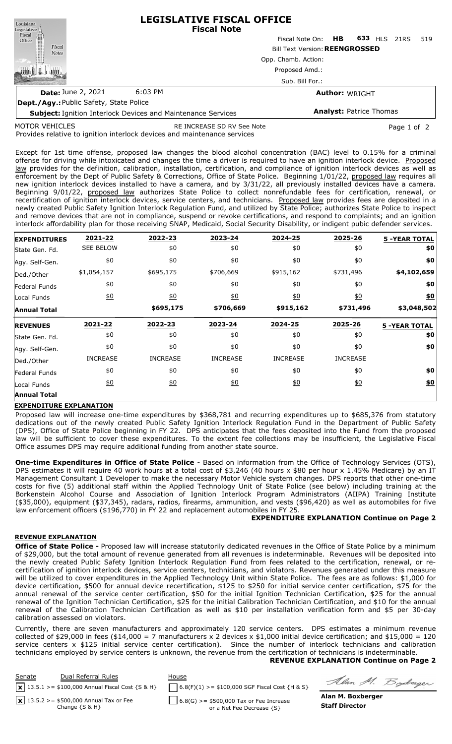# LEGISLATIVE FISCAL OFFICE

**Fiscal Note**

Fiscal Note On: **HB 633** HLS 21RS 519

Bill Text Version: **REENGROSSED**

Opp. Chamb. Action:

Proposed Amd.:

Sub. Bill For.:

**Date:** June 2, 2021 6:03 PM

**Author:** WRIGHT

**Dept./Agy.:** Public Safety, State Police

**Subject:** Ignition Interlock Devices and Maintenance Services

**Analyst:** Patrice Thomas

MOTOR VEHICLES RE INCREASE SD RV See Note

Provides relative to ignition interlock devices and maintenance services

Except for 1st time offense, proposed law changes the blood alcohol concentration (BAC) level to 0.15% for a criminal offense for driving while intoxicated and changes the time a driver is required to have an ignition interlock device. Proposed law provides for the definition, calibration, installation, certification, and compliance of ignition interlock devices as well as enforcement by the Dept of Public Safety & Corrections, Office of State Police. Beginning 1/01/22, proposed law requires all new ignition interlock devices installed to have a camera, and by 3/31/22, all previously installed devices have a camera. Beginning 9/01/22, proposed law authorizes State Police to collect nonrefundable fees for certification, renewal, or recertification of ignition interlock devices, service centers, and technicians. Proposed law provides fees are deposited in a newly created Public Safety Ignition Interlock Regulation Fund, and utilized by State Police; authorizes State Police to inspect and remove devices that are not in compliance, suspend or revoke certifications, and respond to complaints; and an ignition interlock affordability plan for those receiving SNAP, Medicaid, Social Security Disability, or indigent pubic defender services.

| EXPENDITURES | 2021-22 | 2022-23 | 2023-24 | 2024-25 | 2025-26 | 5 -YEAR TOTAL |
|---|---|---|---|---|---|---|
| State Gen. Fd. | SEE BELOW | $0 | $0 | $0 | $0 | $0 |
| Agy. Self-Gen. | $0 | $0 | $0 | $0 | $0 | $0 |
| Ded./Other | $1,054,157 | $695,175 | $706,669 | $915,162 | $731,496 | $4,102,659 |
| Federal Funds | $0 | $0 | $0 | $0 | $0 | $0 |
| Local Funds | $0 | $0 | $0 | $0 | $0 | $0 |
| **Annual Total** | | $695,175 | $706,669 | $915,162 | $731,496 | $3,048,502 |

| REVENUES | 2021-22 | 2022-23 | 2023-24 | 2024-25 | 2025-26 | 5 -YEAR TOTAL |
|---|---|---|---|---|---|---|
| State Gen. Fd. | $0 | $0 | $0 | $0 | $0 | $0 |
| Agy. Self-Gen. | $0 | $0 | $0 | $0 | $0 | $0 |
| Ded./Other | INCREASE | INCREASE | INCREASE | INCREASE | INCREASE | |
| Federal Funds | $0 | $0 | $0 | $0 | $0 | $0 |
| Local Funds | $0 | $0 | $0 | $0 | $0 | $0 |
| **Annual Total** | | | | | | |

## EXPENDITURE EXPLANATION

Proposed law will increase one-time expenditures by $368,781 and recurring expenditures up to $685,376 from statutory dedications out of the newly created Public Safety Ignition Interlock Regulation Fund in the Department of Public Safety (DPS), Office of State Police beginning in FY 22. DPS anticipates that the fees deposited into the Fund from the proposed law will be sufficient to cover these expenditures. To the extent fee collections may be insufficient, the Legislative Fiscal Office assumes DPS may require additional funding from another state source.

**One-time Expenditures in Office of State Police** - Based on information from the Office of Technology Services (OTS), DPS estimates it will require 40 work hours at a total cost of $3,246 (40 hours x $80 per hour x 1.45% Medicare) by an IT Management Consultant 1 Developer to make the necessary Motor Vehicle system changes. DPS reports that other one-time costs for five (5) additional staff within the Applied Technology Unit of State Police (see below) including training at the Borkenstein Alcohol Course and Association of Ignition Interlock Program Administrators (AIIPA) Training Institute ($35,000), equipment ($37,345), radars, radios, firearms, ammunition, and vests ($96,420) as well as automobiles for five law enforcement officers ($196,770) in FY 22 and replacement automobiles in FY 25.

**EXPENDITURE EXPLANATION Continue on Page 2**

## REVENUE EXPLANATION

**Office of State Police -** Proposed law will increase statutorily dedicated revenues in the Office of State Police by a minimum of $29,000, but the total amount of revenue generated from all revenues is indeterminable. Revenues will be deposited into the newly created Public Safety Ignition Interlock Regulation Fund from fees related to the certification, renewal, or re-certification of ignition interlock devices, service centers, technicians, and violators. Revenues generated under this measure will be utilized to cover expenditures in the Applied Technology Unit within State Police. The fees are as follows: $1,000 for device certification, $500 for annual device recertification, $125 to $250 for initial service center certification, $75 for the annual renewal of the service center certification, $50 for the initial Ignition Technician Certification, $25 for the annual renewal of the Ignition Technician Certification, $25 for the initial Calibration Technician Certification, and $10 for the annual renewal of the Calibration Technician Certification as well as $10 per installation verification form and $5 per 30-day calibration assessed on violators.

Currently, there are seven manufacturers and approximately 120 service centers. DPS estimates a minimum revenue collected of $29,000 in fees ($14,000 = 7 manufacturers x 2 devices x $1,000 initial device certification; and $15,000 = 120 service centers x $125 initial service center certification). Since the number of interlock technicians and calibration technicians employed by service centers is unknown, the revenue from the certification of technicians is indeterminable.

**REVENUE EXPLANATION Continue on Page 2**

| Senate | Dual Referral Rules | House |
|---|---|---|
| [x] | 13.5.1 >= $100,000 Annual Fiscal Cost {S & H} | [ ] 6.8(F)(1) >= $100,000 SGF Fiscal Cost {H & S} |
| [x] | 13.5.2 >= $500,000 Annual Tax or Fee Change {S & H} | [ ] 6.8(G) >= $500,000 Tax or Fee Increase or a Net Fee Decrease {S} |

**Alan M. Boxberger**
**Staff Director**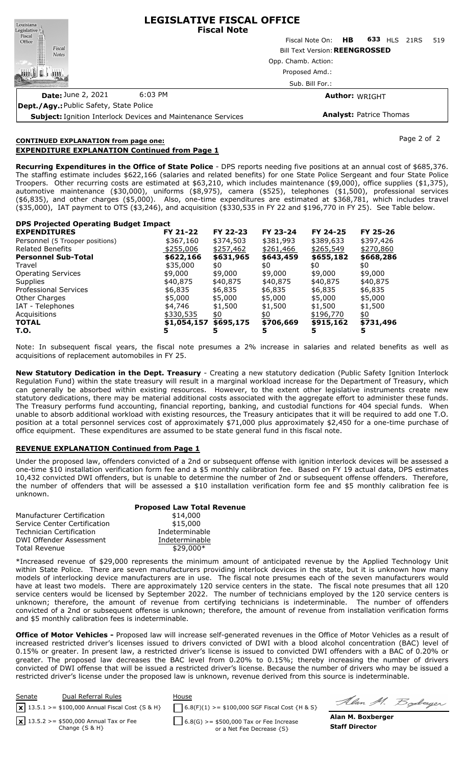# LEGISLATIVE FISCAL OFFICE
## Fiscal Note

Fiscal Note On: **HB 633** HLS 21RS 519

Bill Text Version: **REENGROSSED**

Opp. Chamb. Action:

Proposed Amd.:

Sub. Bill For.:

**Date:** June 2, 2021 6:03 PM

**Author:** WRIGHT

**Dept./Agy.:** Public Safety, State Police

**Subject:** Ignition Interlock Devices and Maintenance Services

**Analyst:** Patrice Thomas

### CONTINUED EXPLANATION from page one:
### EXPENDITURE EXPLANATION Continued from Page 1

**Recurring Expenditures in the Office of State Police** - DPS reports needing five positions at an annual cost of $685,376. The staffing estimate includes $622,166 (salaries and related benefits) for one State Police Sergeant and four State Police Troopers. Other recurring costs are estimated at $63,210, which includes maintenance ($9,000), office supplies ($1,375), automotive maintenance ($30,000), uniforms ($8,975), camera ($525), telephones ($1,500), professional services ($6,835), and other charges ($5,000). Also, one-time expenditures are estimated at $368,781, which includes travel ($35,000), IAT payment to OTS ($3,246), and acquisition ($330,535 in FY 22 and $196,770 in FY 25). See Table below.

**DPS Projected Operating Budget Impact**

| EXPENDITURES | FY 21-22 | FY 22-23 | FY 23-24 | FY 24-25 | FY 25-26 |
|---|---|---|---|---|---|
| Personnel (5 Trooper positions) | $367,160 | $374,503 | $381,993 | $389,633 | $397,426 |
| Related Benefits | $255,006 | $257,462 | $261,466 | $265,549 | $270,860 |
| **Personnel Sub-Total** | **$622,166** | **$631,965** | **$643,459** | **$655,182** | **$668,286** |
| Travel | $35,000 | $0 | $0 | $0 | $0 |
| Operating Services | $9,000 | $9,000 | $9,000 | $9,000 | $9,000 |
| Supplies | $40,875 | $40,875 | $40,875 | $40,875 | $40,875 |
| Professional Services | $6,835 | $6,835 | $6,835 | $6,835 | $6,835 |
| Other Charges | $5,000 | $5,000 | $5,000 | $5,000 | $5,000 |
| IAT - Telephones | $4,746 | $1,500 | $1,500 | $1,500 | $1,500 |
| Acquisitions | $330,535 | $0 | $0 | $196,770 | $0 |
| **TOTAL** | **$1,054,157** | **$695,175** | **$706,669** | **$915,162** | **$731,496** |
| **T.O.** | **5** | **5** | **5** | **5** | **5** |

Note: In subsequent fiscal years, the fiscal note presumes a 2% increase in salaries and related benefits as well as acquisitions of replacement automobiles in FY 25.

**New Statutory Dedication in the Dept. Treasury** - Creating a new statutory dedication (Public Safety Ignition Interlock Regulation Fund) within the state treasury will result in a marginal workload increase for the Department of Treasury, which can generally be absorbed within existing resources. However, to the extent other legislative instruments create new statutory dedications, there may be material additional costs associated with the aggregate effort to administer these funds. The Treasury performs fund accounting, financial reporting, banking, and custodial functions for 404 special funds. When unable to absorb additional workload with existing resources, the Treasury anticipates that it will be required to add one T.O. position at a total personnel services cost of approximately $71,000 plus approximately $2,450 for a one-time purchase of office equipment. These expenditures are assumed to be state general fund in this fiscal note.

### REVENUE EXPLANATION Continued from Page 1

Under the proposed law, offenders convicted of a 2nd or subsequent offense with ignition interlock devices will be assessed a one-time $10 installation verification form fee and a $5 monthly calibration fee. Based on FY 19 actual data, DPS estimates 10,432 convicted DWI offenders, but is unable to determine the number of 2nd or subsequent offense offenders. Therefore, the number of offenders that will be assessed a $10 installation verification form fee and $5 monthly calibration fee is unknown.

| | Proposed Law Total Revenue |
|---|---|
| Manufacturer Certification | $14,000 |
| Service Center Certification | $15,000 |
| Technician Certification | Indeterminable |
| DWI Offender Assessment | Indeterminable |
| Total Revenue | $29,000* |

*Increased revenue of $29,000 represents the minimum amount of anticipated revenue by the Applied Technology Unit within State Police. There are seven manufacturers providing interlock devices in the state, but it is unknown how many models of interlocking device manufacturers are in use. The fiscal note presumes each of the seven manufacturers would have at least two models. There are approximately 120 service centers in the state. The fiscal note presumes that all 120 service centers would be licensed by September 2022. The number of technicians employed by the 120 service centers is unknown; therefore, the amount of revenue from certifying technicians is indeterminable. The number of offenders convicted of a 2nd or subsequent offense is unknown; therefore, the amount of revenue from installation verification forms and $5 monthly calibration fees is indeterminable.

**Office of Motor Vehicles -** Proposed law will increase self-generated revenues in the Office of Motor Vehicles as a result of increased restricted driver's licenses issued to drivers convicted of DWI with a blood alcohol concentration (BAC) level of 0.15% or greater. In present law, a restricted driver's license is issued to convicted DWI offenders with a BAC of 0.20% or greater. The proposed law decreases the BAC level from 0.20% to 0.15%; thereby increasing the number of drivers convicted of DWI offense that will be issued a restricted driver's license. Because the number of drivers who may be issued a restricted driver's license under the proposed law is unknown, revenue derived from this source is indeterminable.

| Senate | Dual Referral Rules | House |
|---|---|---|
| [x] | 13.5.1 >= $100,000 Annual Fiscal Cost {S & H} | [ ] 6.8(F)(1) >= $100,000 SGF Fiscal Cost {H & S} |
| [x] | 13.5.2 >= $500,000 Annual Tax or Fee Change {S & H} | [ ] 6.8(G) >= $500,000 Tax or Fee Increase or a Net Fee Decrease {S} |

**Alan M. Boxberger**
**Staff Director**